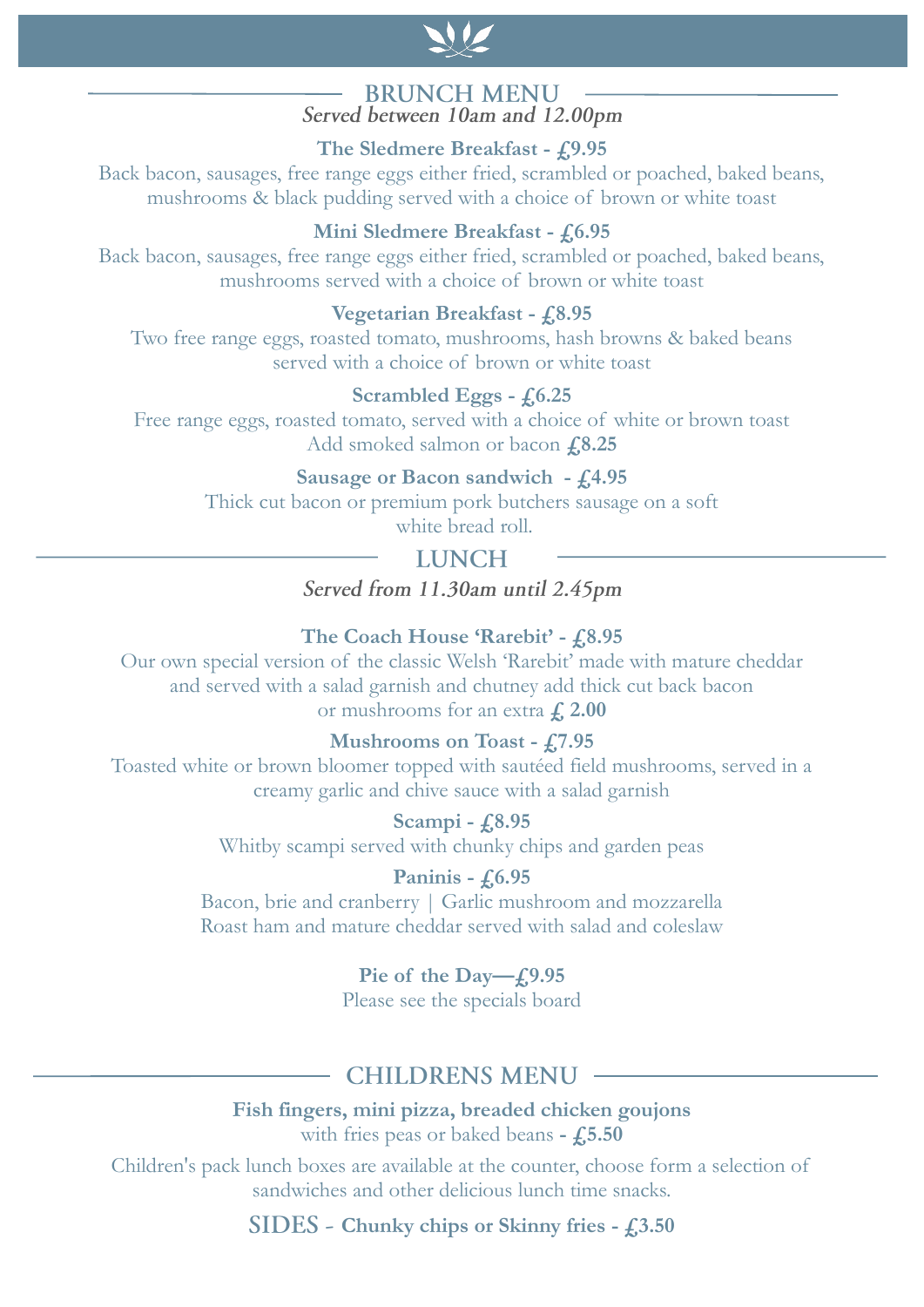## BRUNCH MENU

***Served between 10am and 12.00pm***

**The Sledmere Breakfast - £9.95**

Back bacon, sausages, free range eggs either fried, scrambled or poached, baked beans, mushrooms & black pudding served with a choice of brown or white toast

**Mini Sledmere Breakfast - £6.95**

Back bacon, sausages, free range eggs either fried, scrambled or poached, baked beans, mushrooms served with a choice of brown or white toast

**Vegetarian Breakfast - £8.95**

Two free range eggs, roasted tomato, mushrooms, hash browns & baked beans served with a choice of brown or white toast

**Scrambled Eggs - £6.25**

Free range eggs, roasted tomato, served with a choice of white or brown toast
Add smoked salmon or bacon **£8.25**

**Sausage or Bacon sandwich - £4.95**

Thick cut bacon or premium pork butchers sausage on a soft white bread roll.

## LUNCH

***Served from 11.30am until 2.45pm***

**The Coach House 'Rarebit' - £8.95**

Our own special version of the classic Welsh 'Rarebit' made with mature cheddar and served with a salad garnish and chutney add thick cut back bacon or mushrooms for an extra **£ 2.00**

**Mushrooms on Toast - £7.95**

Toasted white or brown bloomer topped with sautéed field mushrooms, served in a creamy garlic and chive sauce with a salad garnish

**Scampi - £8.95**

Whitby scampi served with chunky chips and garden peas

**Paninis - £6.95**

Bacon, brie and cranberry | Garlic mushroom and mozzarella
Roast ham and mature cheddar served with salad and coleslaw

**Pie of the Day—£9.95**

Please see the specials board

## CHILDRENS MENU

**Fish fingers, mini pizza, breaded chicken goujons**
with fries peas or baked beans **- £5.50**

Children's pack lunch boxes are available at the counter, choose form a selection of sandwiches and other delicious lunch time snacks.

SIDES - **Chunky chips or Skinny fries - £3.50**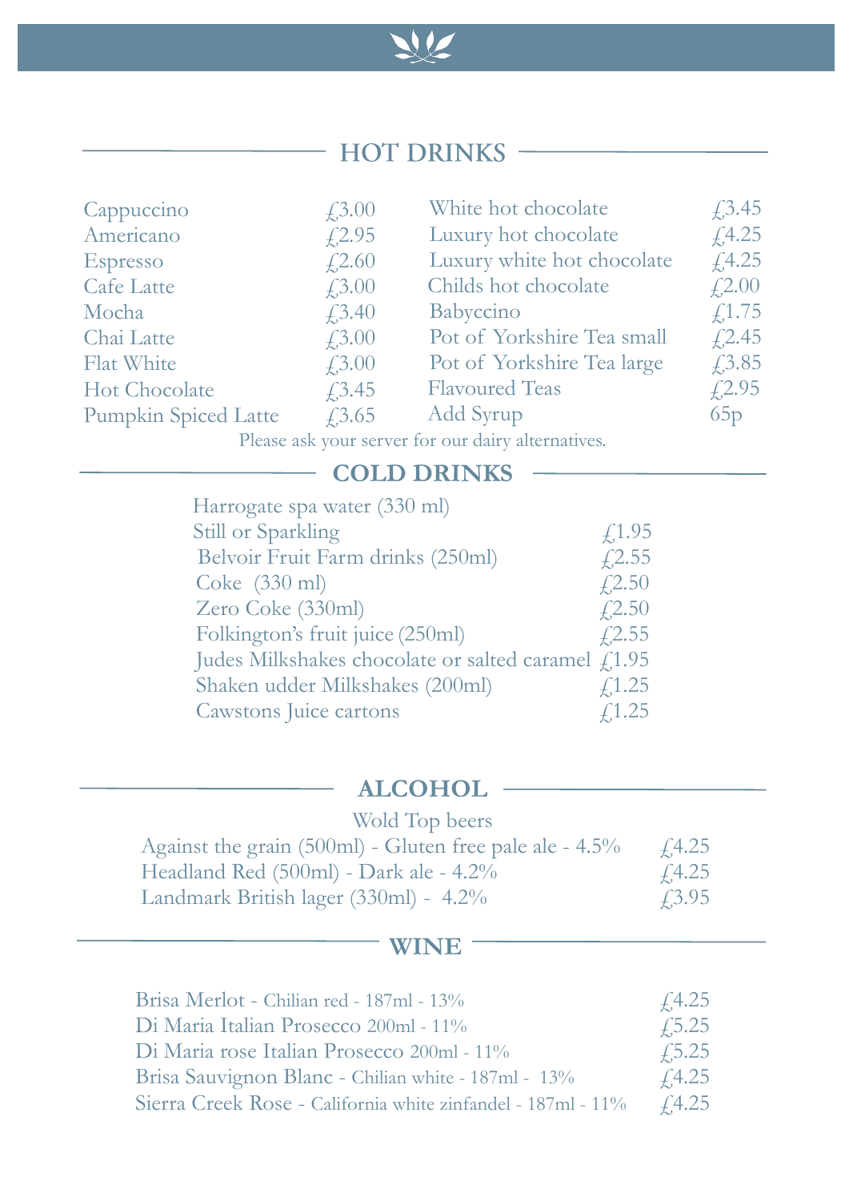## HOT DRINKS

| | |
|---|---|
| Cappuccino | £3.00 |
| Americano | £2.95 |
| Espresso | £2.60 |
| Cafe Latte | £3.00 |
| Mocha | £3.40 |
| Chai Latte | £3.00 |
| Flat White | £3.00 |
| Hot Chocolate | £3.45 |
| Pumpkin Spiced Latte | £3.65 |
| White hot chocolate | £3.45 |
| Luxury hot chocolate | £4.25 |
| Luxury white hot chocolate | £4.25 |
| Childs hot chocolate | £2.00 |
| Babyccino | £1.75 |
| Pot of Yorkshire Tea small | £2.45 |
| Pot of Yorkshire Tea large | £3.85 |
| Flavoured Teas | £2.95 |
| Add Syrup | 65p |

Please ask your server for our dairy alternatives.

## COLD DRINKS

| | |
|---|---|
| Harrogate spa water (330 ml) Still or Sparkling | £1.95 |
| Belvoir Fruit Farm drinks (250ml) | £2.55 |
| Coke (330 ml) | £2.50 |
| Zero Coke (330ml) | £2.50 |
| Folkington's fruit juice (250ml) | £2.55 |
| Judes Milkshakes chocolate or salted caramel | £1.95 |
| Shaken udder Milkshakes (200ml) | £1.25 |
| Cawstons Juice cartons | £1.25 |

## ALCOHOL

Wold Top beers

| | |
|---|---|
| Against the grain (500ml) - Gluten free pale ale - 4.5% | £4.25 |
| Headland Red (500ml) - Dark ale - 4.2% | £4.25 |
| Landmark British lager (330ml) - 4.2% | £3.95 |

## WINE

| | |
|---|---|
| Brisa Merlot - Chilian red - 187ml - 13% | £4.25 |
| Di Maria Italian Prosecco 200ml - 11% | £5.25 |
| Di Maria rose Italian Prosecco 200ml - 11% | £5.25 |
| Brisa Sauvignon Blanc - Chilian white - 187ml - 13% | £4.25 |
| Sierra Creek Rose - California white zinfandel - 187ml - 11% | £4.25 |